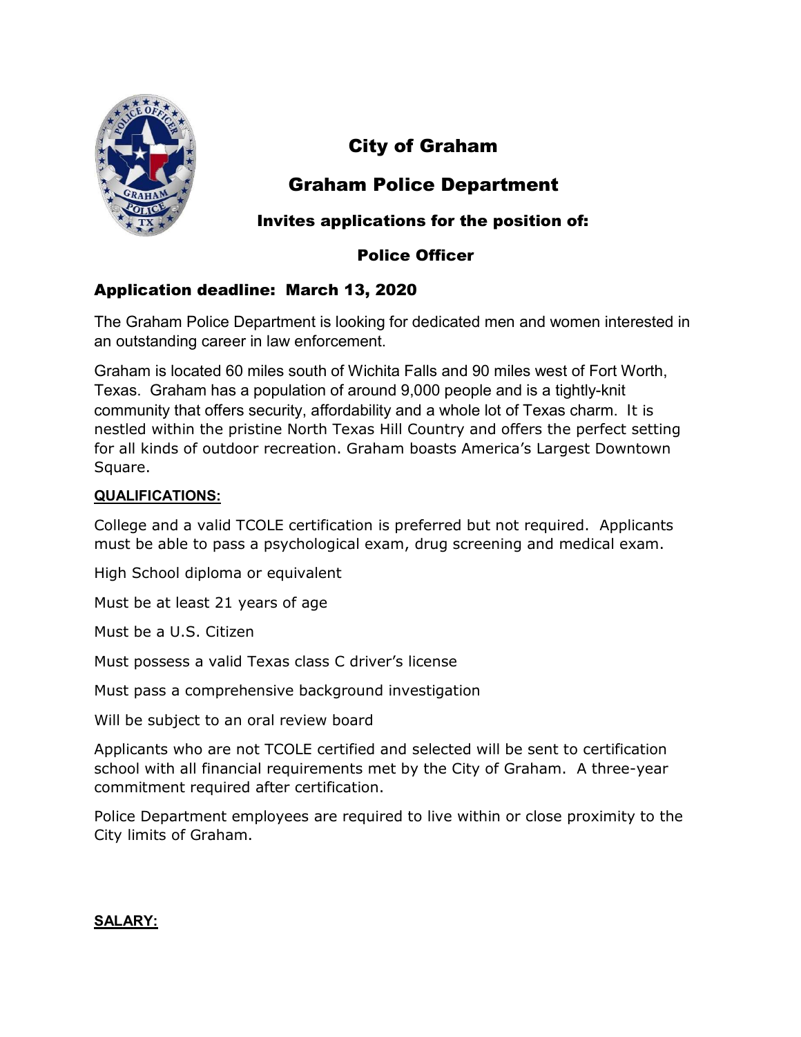# City of Graham

## Graham Police Department

### Invites applications for the position of:

### Police Officer

## Application deadline: March 13, 2020

The Graham Police Department is looking for dedicated men and women interested in an outstanding career in law enforcement.

Graham is located 60 miles south of Wichita Falls and 90 miles west of Fort Worth, Texas. Graham has a population of around 9,000 people and is a tightly-knit community that offers security, affordability and a whole lot of Texas charm. It is nestled within the pristine North Texas Hill Country and offers the perfect setting for all kinds of outdoor recreation. Graham boasts America's Largest Downtown Square.

**QUALIFICATIONS:**

College and a valid TCOLE certification is preferred but not required. Applicants must be able to pass a psychological exam, drug screening and medical exam.

High School diploma or equivalent

Must be at least 21 years of age

Must be a U.S. Citizen

Must possess a valid Texas class C driver's license

Must pass a comprehensive background investigation

Will be subject to an oral review board

Applicants who are not TCOLE certified and selected will be sent to certification school with all financial requirements met by the City of Graham. A three-year commitment required after certification.

Police Department employees are required to live within or close proximity to the City limits of Graham.

**SALARY:**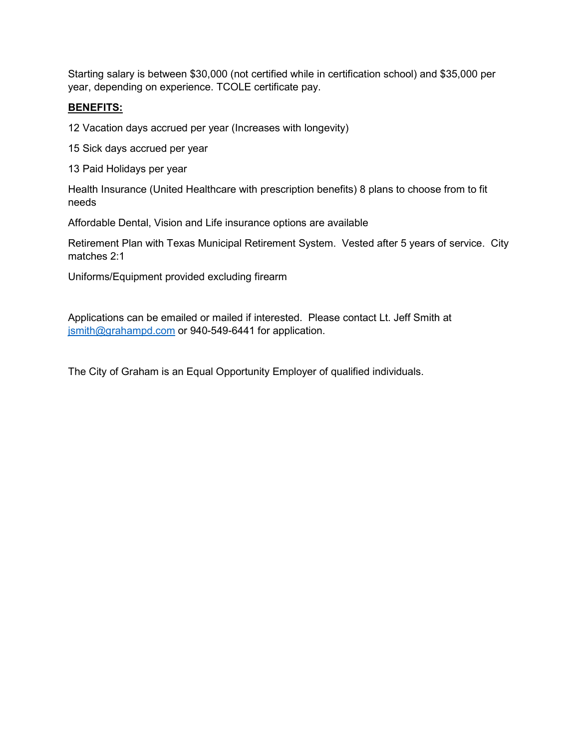Starting salary is between $30,000 (not certified while in certification school) and $35,000 per year, depending on experience. TCOLE certificate pay.

**BENEFITS:**

12 Vacation days accrued per year (Increases with longevity)

15 Sick days accrued per year

13 Paid Holidays per year

Health Insurance (United Healthcare with prescription benefits) 8 plans to choose from to fit needs

Affordable Dental, Vision and Life insurance options are available

Retirement Plan with Texas Municipal Retirement System. Vested after 5 years of service. City matches 2:1

Uniforms/Equipment provided excluding firearm

Applications can be emailed or mailed if interested. Please contact Lt. Jeff Smith at [jsmith@grahampd.com](mailto:jsmith@grahampd.com) or 940-549-6441 for application.

The City of Graham is an Equal Opportunity Employer of qualified individuals.